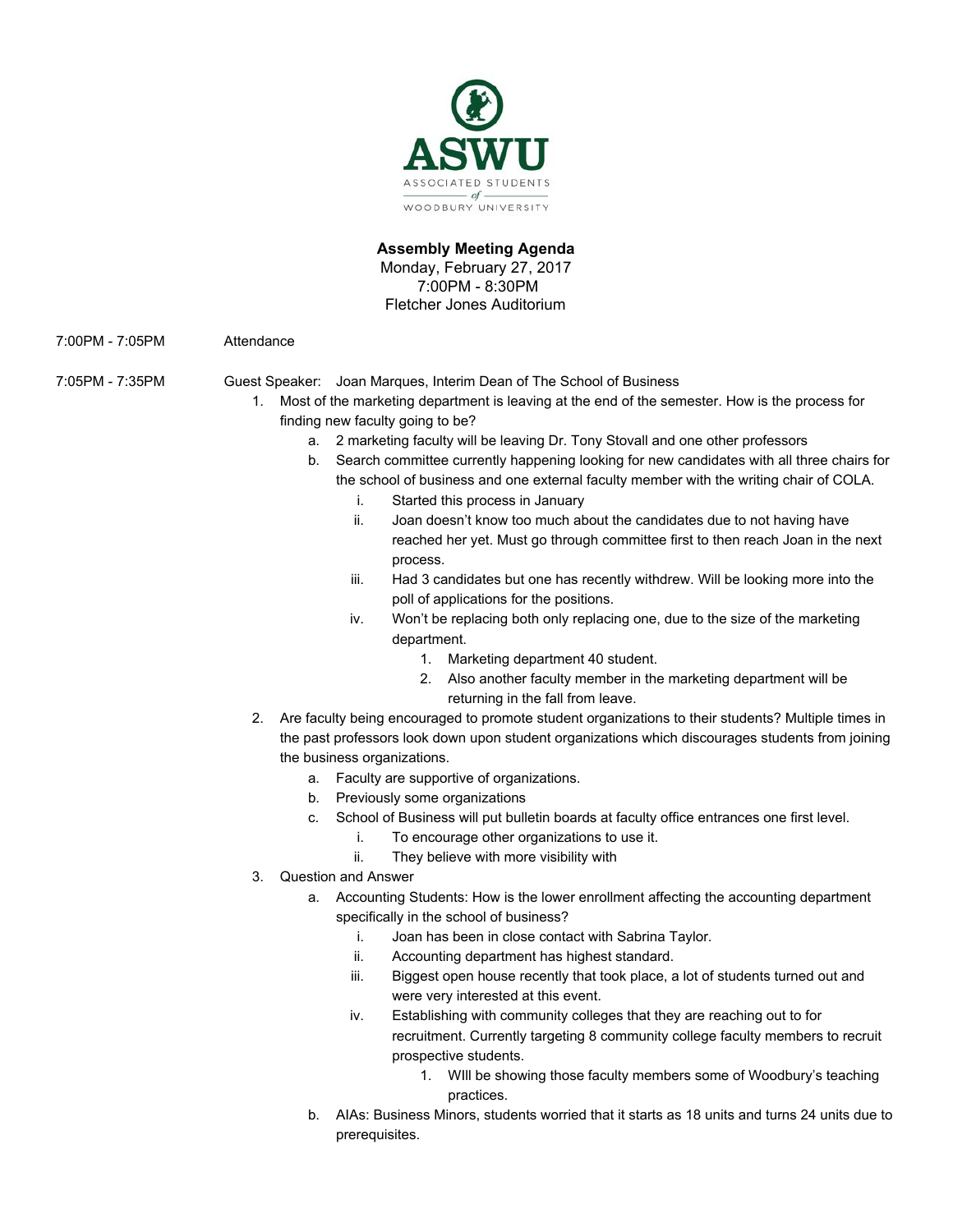**ASWU**
ASSOCIATED STUDENTS
*of*
WOODBURY UNIVERSITY

**Assembly Meeting Agenda**
Monday, February 27, 2017
7:00PM - 8:30PM
Fletcher Jones Auditorium

7:00PM - 7:05PM Attendance

7:05PM - 7:35PM Guest Speaker: Joan Marques, Interim Dean of The School of Business

1. Most of the marketing department is leaving at the end of the semester. How is the process for finding new faculty going to be?
   a. 2 marketing faculty will be leaving Dr. Tony Stovall and one other professors
   b. Search committee currently happening looking for new candidates with all three chairs for the school of business and one external faculty member with the writing chair of COLA.
      i. Started this process in January
      ii. Joan doesn't know too much about the candidates due to not having have reached her yet. Must go through committee first to then reach Joan in the next process.
      iii. Had 3 candidates but one has recently withdrew. Will be looking more into the poll of applications for the positions.
      iv. Won't be replacing both only replacing one, due to the size of the marketing department.
         1. Marketing department 40 student.
         2. Also another faculty member in the marketing department will be returning in the fall from leave.
2. Are faculty being encouraged to promote student organizations to their students? Multiple times in the past professors look down upon student organizations which discourages students from joining the business organizations.
   a. Faculty are supportive of organizations.
   b. Previously some organizations
   c. School of Business will put bulletin boards at faculty office entrances one first level.
      i. To encourage other organizations to use it.
      ii. They believe with more visibility with
3. Question and Answer
   a. Accounting Students: How is the lower enrollment affecting the accounting department specifically in the school of business?
      i. Joan has been in close contact with Sabrina Taylor.
      ii. Accounting department has highest standard.
      iii. Biggest open house recently that took place, a lot of students turned out and were very interested at this event.
      iv. Establishing with community colleges that they are reaching out to for recruitment. Currently targeting 8 community college faculty members to recruit prospective students.
         1. WIll be showing those faculty members some of Woodbury's teaching practices.
   b. AIAs: Business Minors, students worried that it starts as 18 units and turns 24 units due to prerequisites.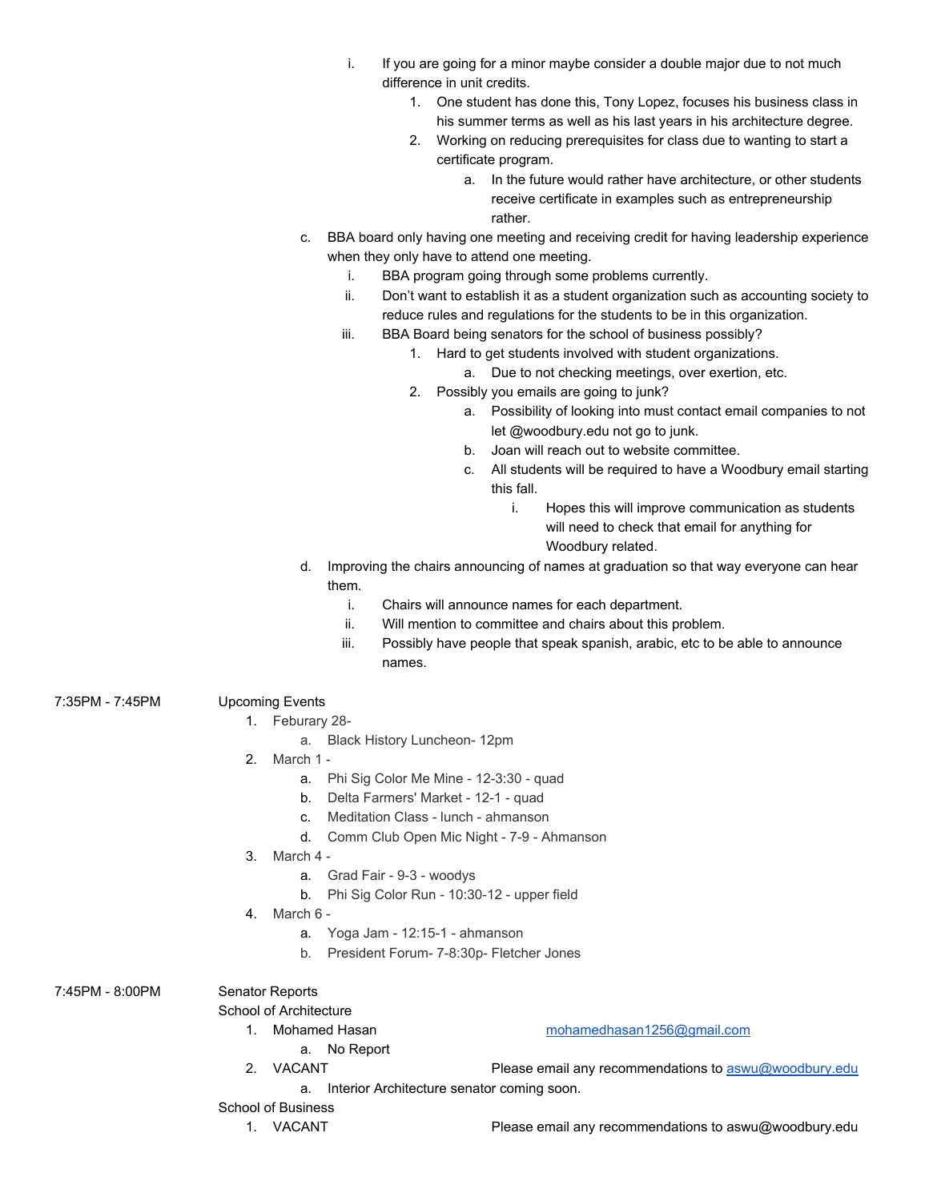i. If you are going for a minor maybe consider a double major due to not much difference in unit credits.
   1. One student has done this, Tony Lopez, focuses his business class in his summer terms as well as his last years in his architecture degree.
   2. Working on reducing prerequisites for class due to wanting to start a certificate program.
      a. In the future would rather have architecture, or other students receive certificate in examples such as entrepreneurship rather.

c. BBA board only having one meeting and receiving credit for having leadership experience when they only have to attend one meeting.
   i. BBA program going through some problems currently.
   ii. Don't want to establish it as a student organization such as accounting society to reduce rules and regulations for the students to be in this organization.
   iii. BBA Board being senators for the school of business possibly?
      1. Hard to get students involved with student organizations.
         a. Due to not checking meetings, over exertion, etc.
      2. Possibly you emails are going to junk?
         a. Possibility of looking into must contact email companies to not let @woodbury.edu not go to junk.
         b. Joan will reach out to website committee.
         c. All students will be required to have a Woodbury email starting this fall.
            i. Hopes this will improve communication as students will need to check that email for anything for Woodbury related.

d. Improving the chairs announcing of names at graduation so that way everyone can hear them.
   i. Chairs will announce names for each department.
   ii. Will mention to committee and chairs about this problem.
   iii. Possibly have people that speak spanish, arabic, etc to be able to announce names.

7:35PM - 7:45PM Upcoming Events

1. Feburary 28-
   a. Black History Luncheon- 12pm
2. March 1 -
   a. Phi Sig Color Me Mine - 12-3:30 - quad
   b. Delta Farmers' Market - 12-1 - quad
   c. Meditation Class - lunch - ahmanson
   d. Comm Club Open Mic Night - 7-9 - Ahmanson
3. March 4 -
   a. Grad Fair - 9-3 - woodys
   b. Phi Sig Color Run - 10:30-12 - upper field
4. March 6 -
   a. Yoga Jam - 12:15-1 - ahmanson
   b. President Forum- 7-8:30p- Fletcher Jones

7:45PM - 8:00PM Senator Reports

School of Architecture

1. Mohamed Hasan mohamedhasan1256@gmail.com
   a. No Report
2. VACANT Please email any recommendations to aswu@woodbury.edu
   a. Interior Architecture senator coming soon.

School of Business

1. VACANT Please email any recommendations to aswu@woodbury.edu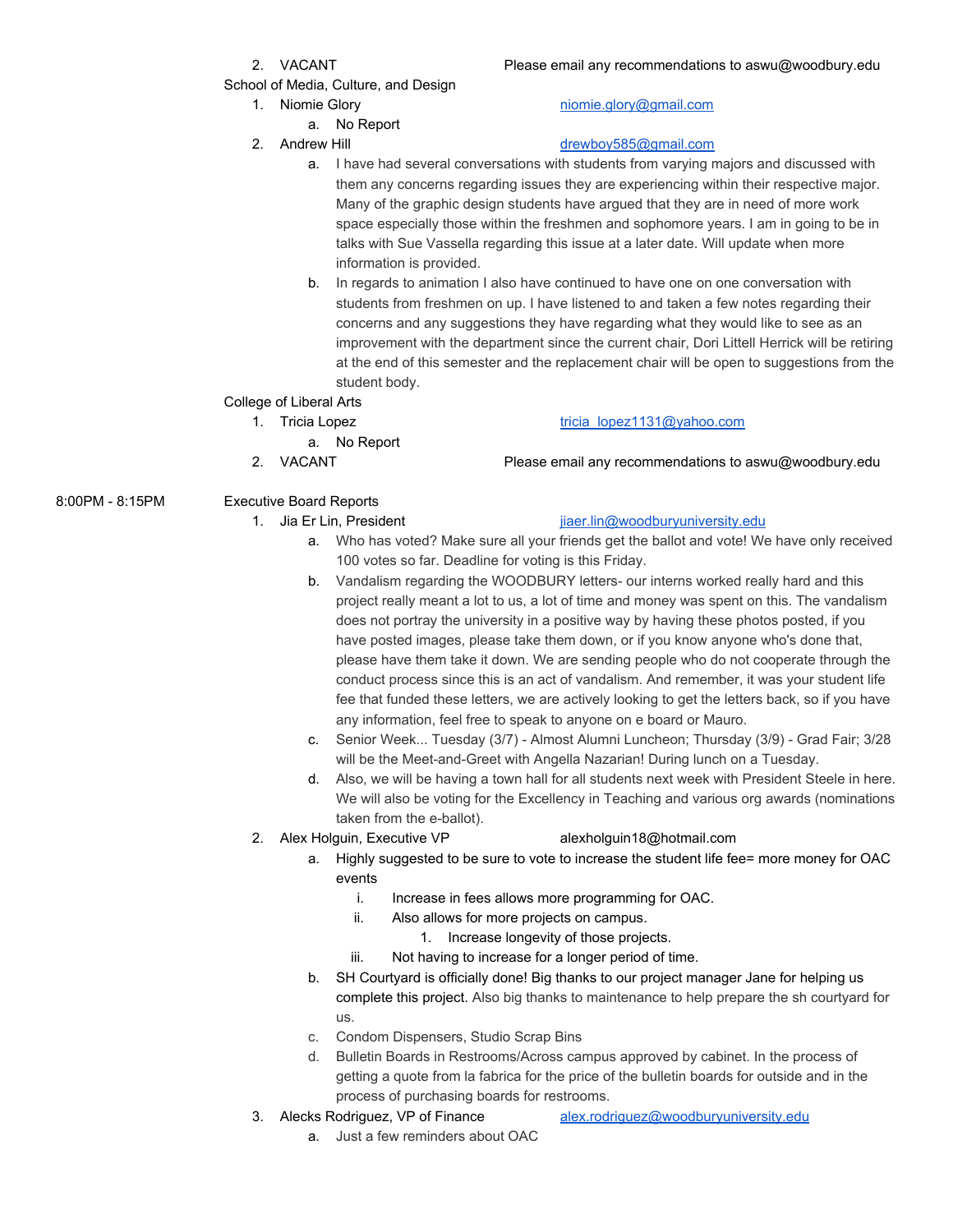2. VACANT Please email any recommendations to aswu@woodbury.edu

School of Media, Culture, and Design

1. Niomie Glory niomie.glory@gmail.com
   a. No Report
2. Andrew Hill drewboy585@gmail.com
   a. I have had several conversations with students from varying majors and discussed with them any concerns regarding issues they are experiencing within their respective major. Many of the graphic design students have argued that they are in need of more work space especially those within the freshmen and sophomore years. I am in going to be in talks with Sue Vassella regarding this issue at a later date. Will update when more information is provided.
   b. In regards to animation I also have continued to have one on one conversation with students from freshmen on up. I have listened to and taken a few notes regarding their concerns and any suggestions they have regarding what they would like to see as an improvement with the department since the current chair, Dori Littell Herrick will be retiring at the end of this semester and the replacement chair will be open to suggestions from the student body.

College of Liberal Arts

1. Tricia Lopez tricia_lopez1131@yahoo.com
   a. No Report
2. VACANT Please email any recommendations to aswu@woodbury.edu

8:00PM - 8:15PM Executive Board Reports

1. Jia Er Lin, President jiaer.lin@woodburyuniversity.edu
   a. Who has voted? Make sure all your friends get the ballot and vote! We have only received 100 votes so far. Deadline for voting is this Friday.
   b. Vandalism regarding the WOODBURY letters- our interns worked really hard and this project really meant a lot to us, a lot of time and money was spent on this. The vandalism does not portray the university in a positive way by having these photos posted, if you have posted images, please take them down, or if you know anyone who's done that, please have them take it down. We are sending people who do not cooperate through the conduct process since this is an act of vandalism. And remember, it was your student life fee that funded these letters, we are actively looking to get the letters back, so if you have any information, feel free to speak to anyone on e board or Mauro.
   c. Senior Week... Tuesday (3/7) - Almost Alumni Luncheon; Thursday (3/9) - Grad Fair; 3/28 will be the Meet-and-Greet with Angella Nazarian! During lunch on a Tuesday.
   d. Also, we will be having a town hall for all students next week with President Steele in here. We will also be voting for the Excellency in Teaching and various org awards (nominations taken from the e-ballot).
2. Alex Holguin, Executive VP alexholguin18@hotmail.com
   a. Highly suggested to be sure to vote to increase the student life fee= more money for OAC events
      i. Increase in fees allows more programming for OAC.
      ii. Also allows for more projects on campus.
         1. Increase longevity of those projects.
      iii. Not having to increase for a longer period of time.
   b. SH Courtyard is officially done! Big thanks to our project manager Jane for helping us complete this project. Also big thanks to maintenance to help prepare the sh courtyard for us.
   c. Condom Dispensers, Studio Scrap Bins
   d. Bulletin Boards in Restrooms/Across campus approved by cabinet. In the process of getting a quote from la fabrica for the price of the bulletin boards for outside and in the process of purchasing boards for restrooms.
3. Alecks Rodriguez, VP of Finance alex.rodriguez@woodburyuniversity.edu
   a. Just a few reminders about OAC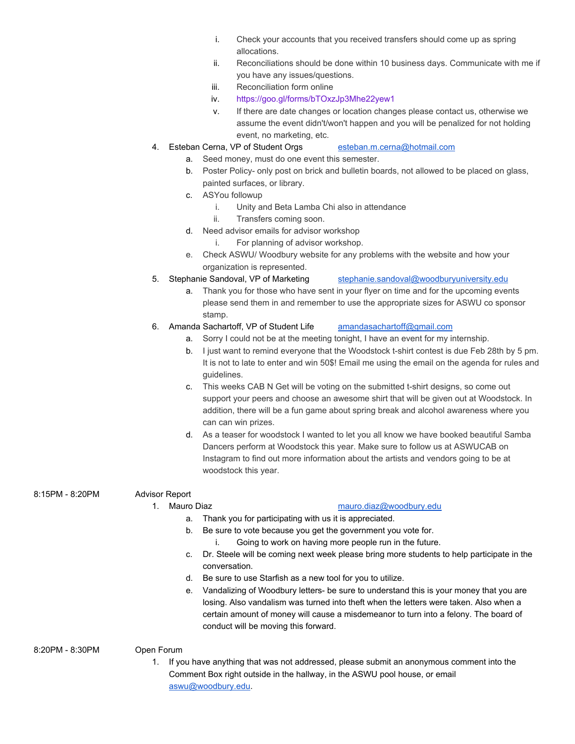i. Check your accounts that you received transfers should come up as spring allocations.
   ii. Reconciliations should be done within 10 business days. Communicate with me if you have any issues/questions.
   iii. Reconciliation form online
   iv. https://goo.gl/forms/bTOxzJp3Mhe22yew1
   v. If there are date changes or location changes please contact us, otherwise we assume the event didn't/won't happen and you will be penalized for not holding event, no marketing, etc.

4. Esteban Cerna, VP of Student Orgs — esteban.m.cerna@hotmail.com
   a. Seed money, must do one event this semester.
   b. Poster Policy- only post on brick and bulletin boards, not allowed to be placed on glass, painted surfaces, or library.
   c. ASYou followup
      i. Unity and Beta Lamba Chi also in attendance
      ii. Transfers coming soon.
   d. Need advisor emails for advisor workshop
      i. For planning of advisor workshop.
   e. Check ASWU/ Woodbury website for any problems with the website and how your organization is represented.
5. Stephanie Sandoval, VP of Marketing — stephanie.sandoval@woodburyuniversity.edu
   a. Thank you for those who have sent in your flyer on time and for the upcoming events please send them in and remember to use the appropriate sizes for ASWU co sponsor stamp.
6. Amanda Sachartoff, VP of Student Life — amandasachartoff@gmail.com
   a. Sorry I could not be at the meeting tonight, I have an event for my internship.
   b. I just want to remind everyone that the Woodstock t-shirt contest is due Feb 28th by 5 pm. It is not to late to enter and win 50$! Email me using the email on the agenda for rules and guidelines.
   c. This weeks CAB N Get will be voting on the submitted t-shirt designs, so come out support your peers and choose an awesome shirt that will be given out at Woodstock. In addition, there will be a fun game about spring break and alcohol awareness where you can can win prizes.
   d. As a teaser for woodstock I wanted to let you all know we have booked beautiful Samba Dancers perform at Woodstock this year. Make sure to follow us at ASWUCAB on Instagram to find out more information about the artists and vendors going to be at woodstock this year.

**8:15PM - 8:20PM** Advisor Report

1. Mauro Diaz — mauro.diaz@woodbury.edu
   a. Thank you for participating with us it is appreciated.
   b. Be sure to vote because you get the government you vote for.
      i. Going to work on having more people run in the future.
   c. Dr. Steele will be coming next week please bring more students to help participate in the conversation.
   d. Be sure to use Starfish as a new tool for you to utilize.
   e. Vandalizing of Woodbury letters- be sure to understand this is your money that you are losing. Also vandalism was turned into theft when the letters were taken. Also when a certain amount of money will cause a misdemeanor to turn into a felony. The board of conduct will be moving this forward.

**8:20PM - 8:30PM** Open Forum

1. If you have anything that was not addressed, please submit an anonymous comment into the Comment Box right outside in the hallway, in the ASWU pool house, or email aswu@woodbury.edu.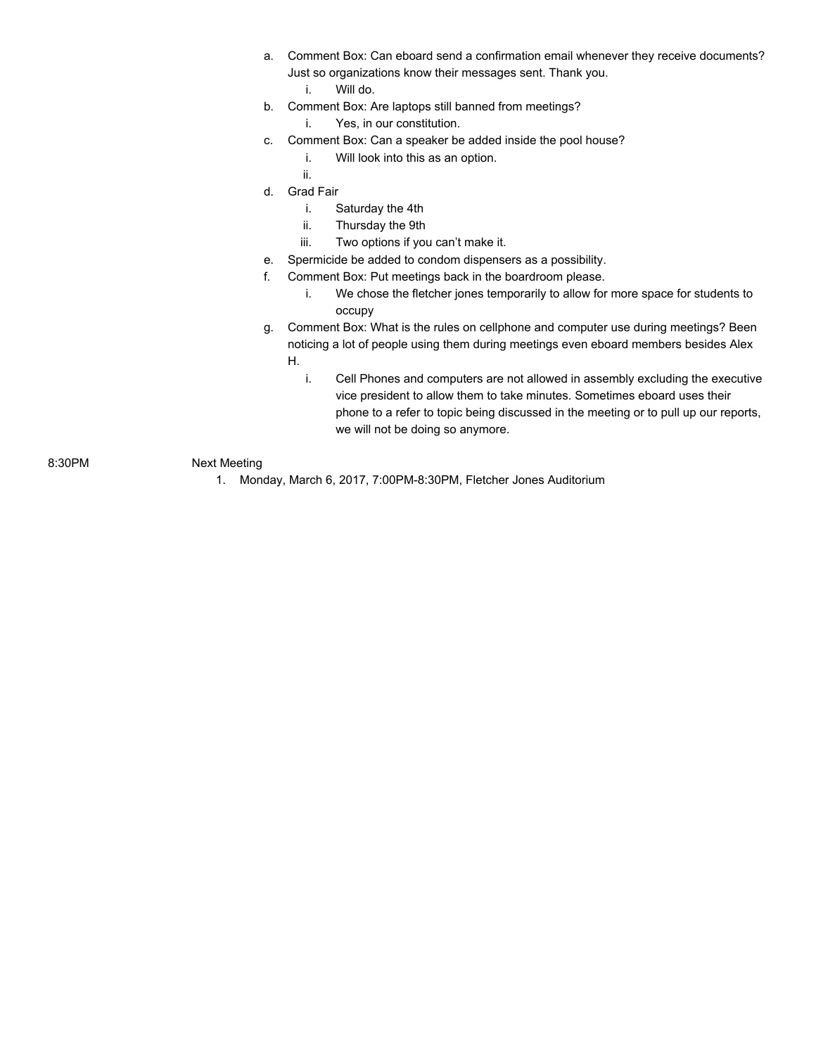a. Comment Box: Can eboard send a confirmation email whenever they receive documents? Just so organizations know their messages sent. Thank you.
    i. Will do.
b. Comment Box: Are laptops still banned from meetings?
    i. Yes, in our constitution.
c. Comment Box: Can a speaker be added inside the pool house?
    i. Will look into this as an option.
    ii.
d. Grad Fair
    i. Saturday the 4th
    ii. Thursday the 9th
    iii. Two options if you can't make it.
e. Spermicide be added to condom dispensers as a possibility.
f. Comment Box: Put meetings back in the boardroom please.
    i. We chose the fletcher jones temporarily to allow for more space for students to occupy
g. Comment Box: What is the rules on cellphone and computer use during meetings? Been noticing a lot of people using them during meetings even eboard members besides Alex H.
    i. Cell Phones and computers are not allowed in assembly excluding the executive vice president to allow them to take minutes. Sometimes eboard uses their phone to a refer to topic being discussed in the meeting or to pull up our reports, we will not be doing so anymore.

8:30PM Next Meeting

1. Monday, March 6, 2017, 7:00PM-8:30PM, Fletcher Jones Auditorium